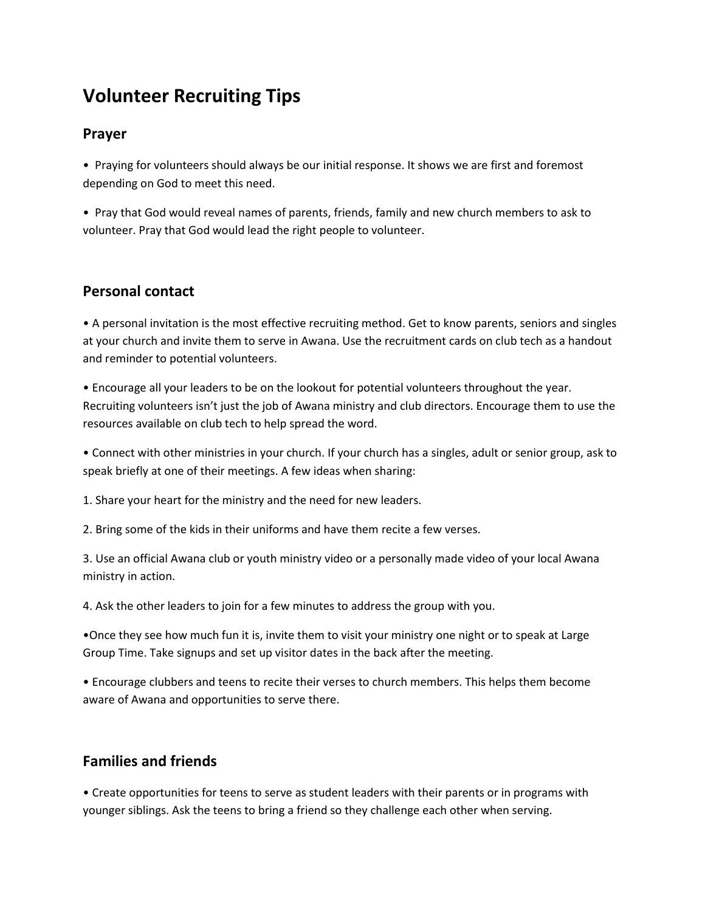# Volunteer Recruiting Tips

## Prayer

- Praying for volunteers should always be our initial response. It shows we are first and foremost depending on God to meet this need.
- Pray that God would reveal names of parents, friends, family and new church members to ask to volunteer. Pray that God would lead the right people to volunteer.

## Personal contact

- A personal invitation is the most effective recruiting method. Get to know parents, seniors and singles at your church and invite them to serve in Awana. Use the recruitment cards on club tech as a handout and reminder to potential volunteers.
- Encourage all your leaders to be on the lookout for potential volunteers throughout the year. Recruiting volunteers isn't just the job of Awana ministry and club directors. Encourage them to use the resources available on club tech to help spread the word.
- Connect with other ministries in your church. If your church has a singles, adult or senior group, ask to speak briefly at one of their meetings. A few ideas when sharing:

1. Share your heart for the ministry and the need for new leaders.
2. Bring some of the kids in their uniforms and have them recite a few verses.
3. Use an official Awana club or youth ministry video or a personally made video of your local Awana ministry in action.
4. Ask the other leaders to join for a few minutes to address the group with you.

- Once they see how much fun it is, invite them to visit your ministry one night or to speak at Large Group Time. Take signups and set up visitor dates in the back after the meeting.
- Encourage clubbers and teens to recite their verses to church members. This helps them become aware of Awana and opportunities to serve there.

## Families and friends

- Create opportunities for teens to serve as student leaders with their parents or in programs with younger siblings. Ask the teens to bring a friend so they challenge each other when serving.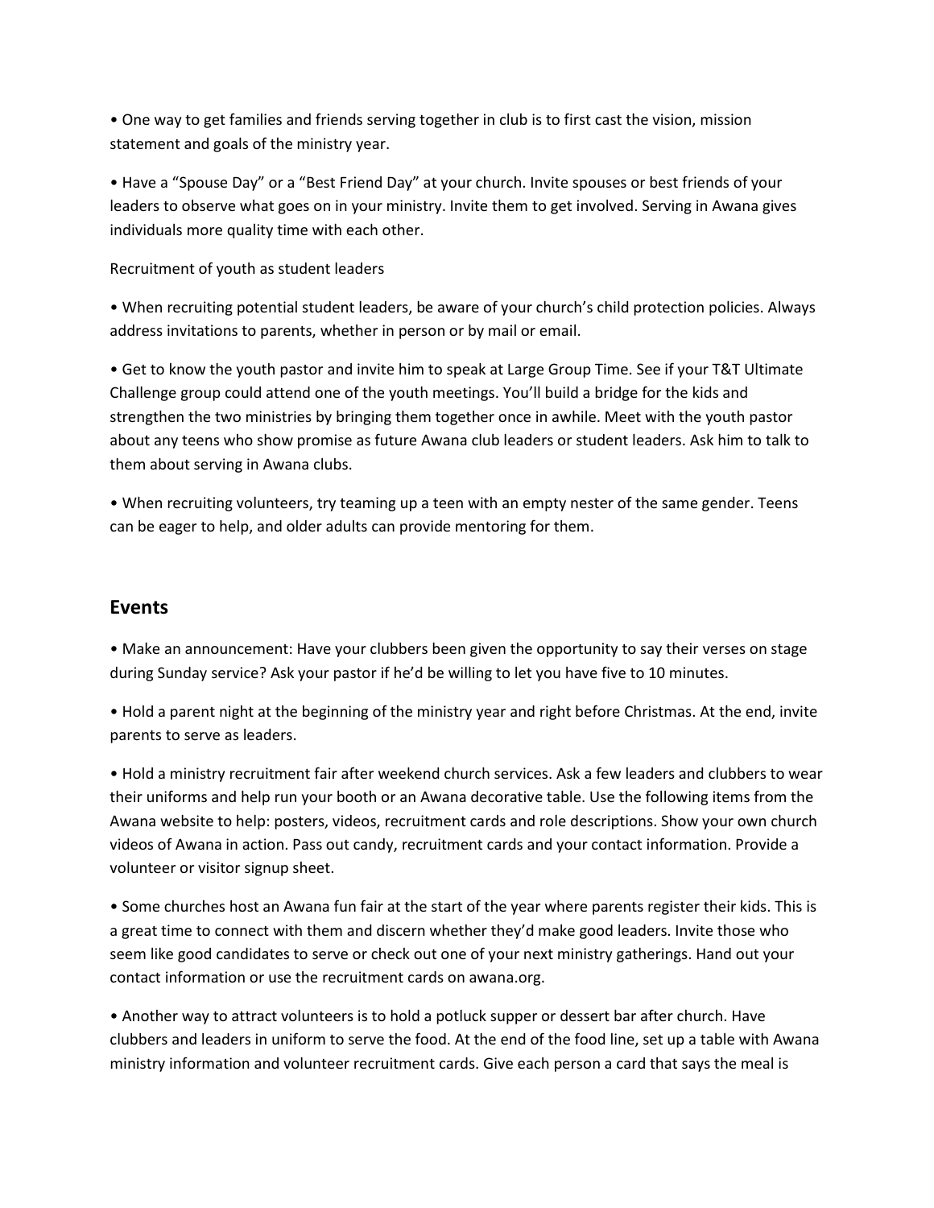• One way to get families and friends serving together in club is to first cast the vision, mission statement and goals of the ministry year.

• Have a "Spouse Day" or a "Best Friend Day" at your church. Invite spouses or best friends of your leaders to observe what goes on in your ministry. Invite them to get involved. Serving in Awana gives individuals more quality time with each other.

Recruitment of youth as student leaders

• When recruiting potential student leaders, be aware of your church's child protection policies. Always address invitations to parents, whether in person or by mail or email.

• Get to know the youth pastor and invite him to speak at Large Group Time. See if your T&T Ultimate Challenge group could attend one of the youth meetings. You'll build a bridge for the kids and strengthen the two ministries by bringing them together once in awhile. Meet with the youth pastor about any teens who show promise as future Awana club leaders or student leaders. Ask him to talk to them about serving in Awana clubs.

• When recruiting volunteers, try teaming up a teen with an empty nester of the same gender. Teens can be eager to help, and older adults can provide mentoring for them.

## Events

• Make an announcement: Have your clubbers been given the opportunity to say their verses on stage during Sunday service? Ask your pastor if he'd be willing to let you have five to 10 minutes.

• Hold a parent night at the beginning of the ministry year and right before Christmas. At the end, invite parents to serve as leaders.

• Hold a ministry recruitment fair after weekend church services. Ask a few leaders and clubbers to wear their uniforms and help run your booth or an Awana decorative table. Use the following items from the Awana website to help: posters, videos, recruitment cards and role descriptions. Show your own church videos of Awana in action. Pass out candy, recruitment cards and your contact information. Provide a volunteer or visitor signup sheet.

• Some churches host an Awana fun fair at the start of the year where parents register their kids. This is a great time to connect with them and discern whether they'd make good leaders. Invite those who seem like good candidates to serve or check out one of your next ministry gatherings. Hand out your contact information or use the recruitment cards on awana.org.

• Another way to attract volunteers is to hold a potluck supper or dessert bar after church. Have clubbers and leaders in uniform to serve the food. At the end of the food line, set up a table with Awana ministry information and volunteer recruitment cards. Give each person a card that says the meal is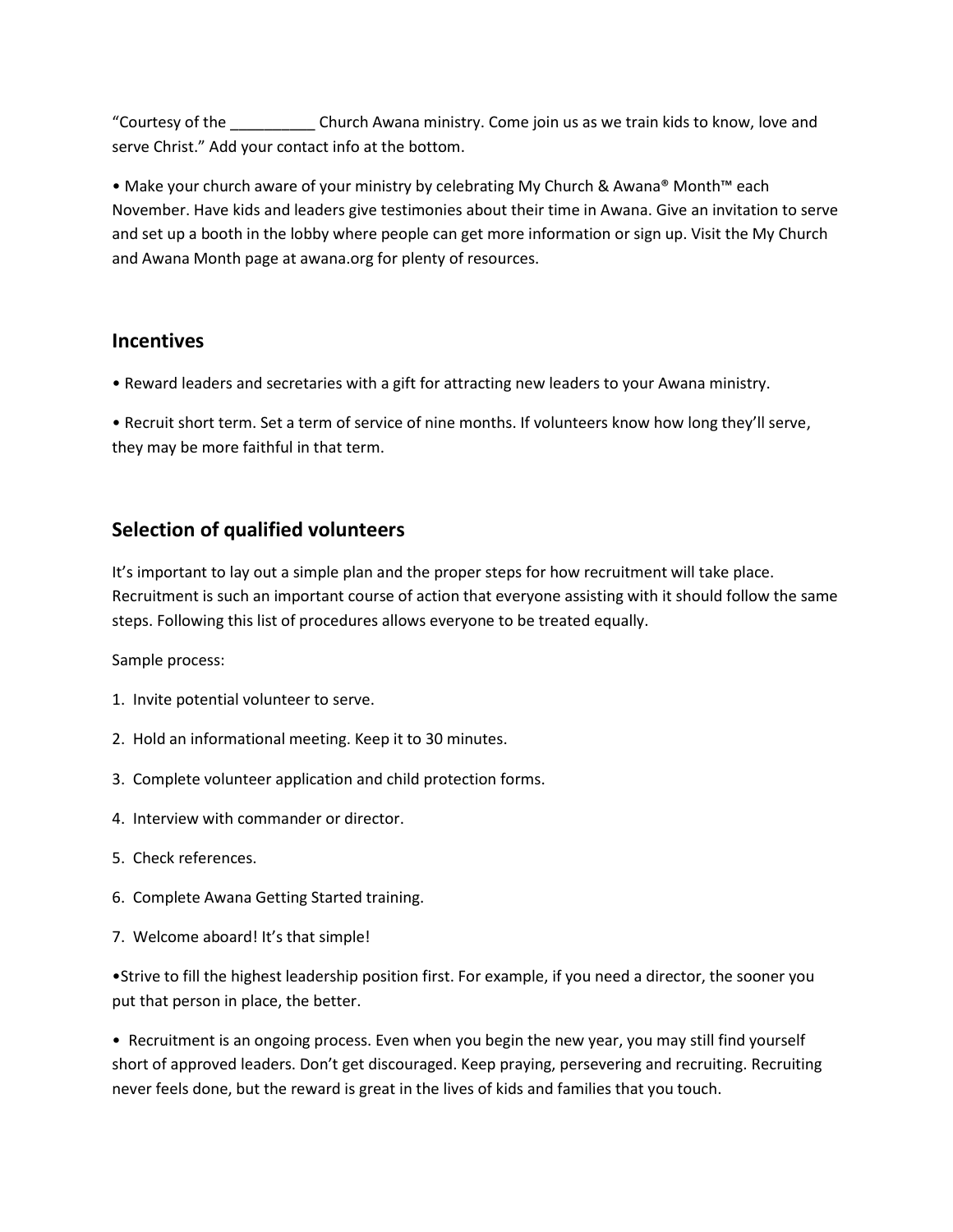“Courtesy of the __________ Church Awana ministry. Come join us as we train kids to know, love and serve Christ.” Add your contact info at the bottom.

• Make your church aware of your ministry by celebrating My Church & Awana® Month™ each November. Have kids and leaders give testimonies about their time in Awana. Give an invitation to serve and set up a booth in the lobby where people can get more information or sign up. Visit the My Church and Awana Month page at awana.org for plenty of resources.

## Incentives

• Reward leaders and secretaries with a gift for attracting new leaders to your Awana ministry.

• Recruit short term. Set a term of service of nine months. If volunteers know how long they’ll serve, they may be more faithful in that term.

## Selection of qualified volunteers

It’s important to lay out a simple plan and the proper steps for how recruitment will take place. Recruitment is such an important course of action that everyone assisting with it should follow the same steps. Following this list of procedures allows everyone to be treated equally.

Sample process:

1. Invite potential volunteer to serve.
2. Hold an informational meeting. Keep it to 30 minutes.
3. Complete volunteer application and child protection forms.
4. Interview with commander or director.
5. Check references.
6. Complete Awana Getting Started training.
7. Welcome aboard! It’s that simple!

•Strive to fill the highest leadership position first. For example, if you need a director, the sooner you put that person in place, the better.

• Recruitment is an ongoing process. Even when you begin the new year, you may still find yourself short of approved leaders. Don’t get discouraged. Keep praying, persevering and recruiting. Recruiting never feels done, but the reward is great in the lives of kids and families that you touch.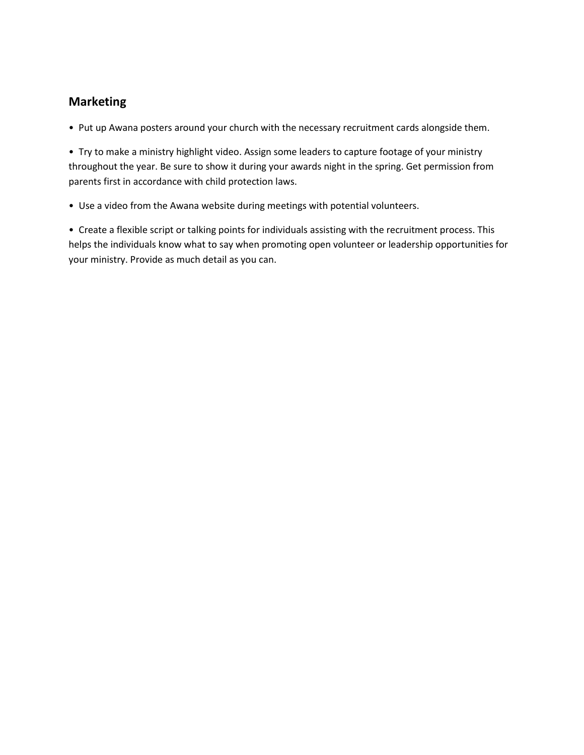## Marketing

- Put up Awana posters around your church with the necessary recruitment cards alongside them.
- Try to make a ministry highlight video. Assign some leaders to capture footage of your ministry throughout the year. Be sure to show it during your awards night in the spring. Get permission from parents first in accordance with child protection laws.
- Use a video from the Awana website during meetings with potential volunteers.
- Create a flexible script or talking points for individuals assisting with the recruitment process. This helps the individuals know what to say when promoting open volunteer or leadership opportunities for your ministry. Provide as much detail as you can.